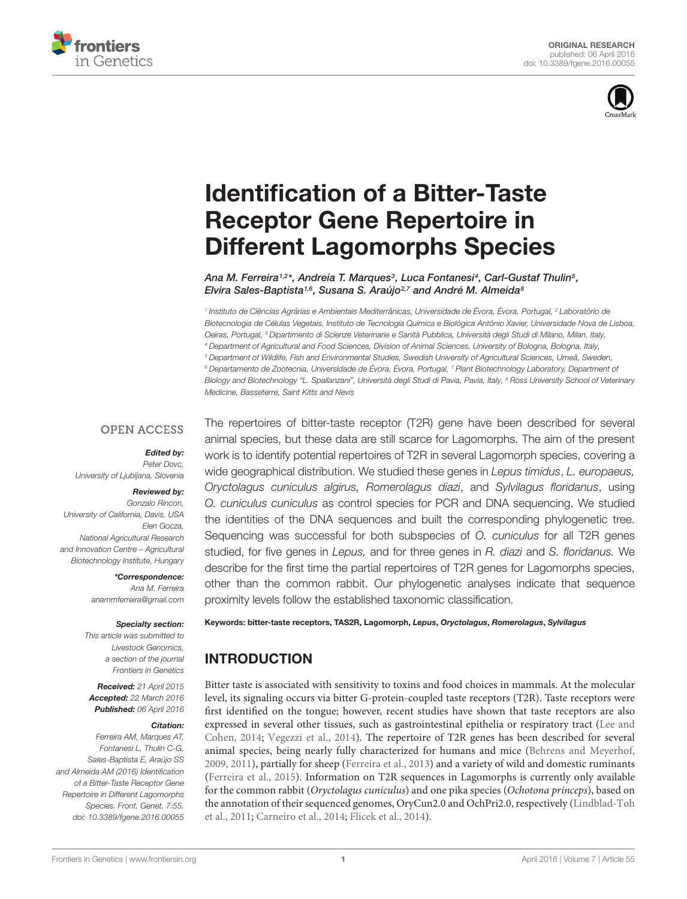ORIGINAL RESEARCH
published: 06 April 2016
doi: 10.3389/fgene.2016.00055

# Identification of a Bitter-Taste Receptor Gene Repertoire in Different Lagomorphs Species

*Ana M. Ferreira[1,2]\*, Andreia T. Marques[3], Luca Fontanesi[4], Carl-Gustaf Thulin[5], Elvira Sales-Baptista[1,6], Susana S. Araújo[2,7] and André M. Almeida[8]*

[1] Instituto de Ciências Agrárias e Ambientais Mediterrânicas, Universidade de Évora, Évora, Portugal, [2] Laboratório de Biotecnologia de Células Vegetais, Instituto de Tecnologia Química e Biológica António Xavier, Universidade Nova de Lisboa, Oeiras, Portugal, [3] Dipartimento di Scienze Veterinarie e Sanità Pubblica, Università degli Studi di Milano, Milan, Italy, [4] Department of Agricultural and Food Sciences, Division of Animal Sciences, University of Bologna, Bologna, Italy, [5] Department of Wildlife, Fish and Environmental Studies, Swedish University of Agricultural Sciences, Umeå, Sweden, [6] Departamento de Zootecnia, Universidade de Évora, Évora, Portugal, [7] Plant Biotechnology Laboratory, Department of Biology and Biotechnology "L. Spallanzani", Università degli Studi di Pavia, Pavia, Italy, [8] Ross University School of Veterinary Medicine, Basseterre, Saint Kitts and Nevis

OPEN ACCESS

***Edited by:***
Peter Dovc,
University of Ljubljana, Slovenia

***Reviewed by:***
Gonzalo Rincon,
University of California, Davis, USA
Elen Gocza,
National Agricultural Research and Innovation Centre – Agricultural Biotechnology Institute, Hungary

***\*Correspondence:***
Ana M. Ferreira
anammferreira@gmail.com

***Specialty section:***
This article was submitted to Livestock Genomics, a section of the journal Frontiers in Genetics

***Received:*** 21 April 2015
***Accepted:*** 22 March 2016
***Published:*** 06 April 2016

***Citation:***
Ferreira AM, Marques AT, Fontanesi L, Thulin C-G, Sales-Baptista E, Araújo SS and Almeida AM (2016) Identification of a Bitter-Taste Receptor Gene Repertoire in Different Lagomorphs Species. Front. Genet. 7:55. doi: 10.3389/fgene.2016.00055

The repertoires of bitter-taste receptor (T2R) gene have been described for several animal species, but these data are still scarce for Lagomorphs. The aim of the present work is to identify potential repertoires of T2R in several Lagomorph species, covering a wide geographical distribution. We studied these genes in *Lepus timidus*, *L. europaeus, Oryctolagus cuniculus algirus, Romerolagus diazi*, and *Sylvilagus floridanus*, using *O. cuniculus cuniculus* as control species for PCR and DNA sequencing. We studied the identities of the DNA sequences and built the corresponding phylogenetic tree. Sequencing was successful for both subspecies of *O. cuniculus* for all T2R genes studied, for five genes in *Lepus,* and for three genes in *R. diazi* and *S. floridanus.* We describe for the first time the partial repertoires of T2R genes for Lagomorphs species, other than the common rabbit. Our phylogenetic analyses indicate that sequence proximity levels follow the established taxonomic classification.

**Keywords: bitter-taste receptors, TAS2R, Lagomorph, *Lepus*, *Oryctolagus*, *Romerolagus*, *Sylvilagus***

## INTRODUCTION

Bitter taste is associated with sensitivity to toxins and food choices in mammals. At the molecular level, its signaling occurs via bitter G-protein-coupled taste receptors (T2R). Taste receptors were first identified on the tongue; however, recent studies have shown that taste receptors are also expressed in several other tissues, such as gastrointestinal epithelia or respiratory tract (Lee and Cohen, 2014; Vegezzi et al., 2014). The repertoire of T2R genes has been described for several animal species, being nearly fully characterized for humans and mice (Behrens and Meyerhof, 2009, 2011), partially for sheep (Ferreira et al., 2013) and a variety of wild and domestic ruminants (Ferreira et al., 2015). Information on T2R sequences in Lagomorphs is currently only available for the common rabbit (*Oryctolagus cuniculus*) and one pika species (*Ochotona princeps*), based on the annotation of their sequenced genomes, OryCun2.0 and OchPri2.0, respectively (Lindblad-Toh et al., 2011; Carneiro et al., 2014; Flicek et al., 2014).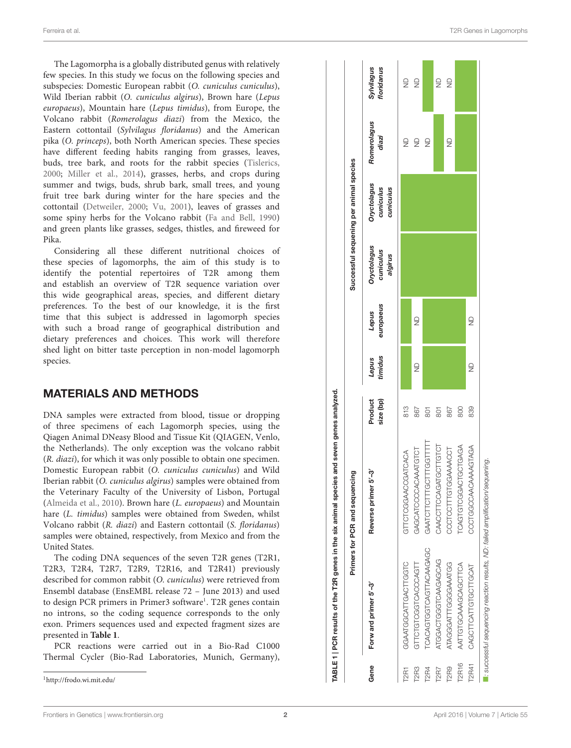The Lagomorpha is a globally distributed genus with relatively few species. In this study we focus on the following species and subspecies: Domestic European rabbit (*O. cuniculus cuniculus*), Wild Iberian rabbit (*O. cuniculus algirus*), Brown hare (*Lepus europaeus*), Mountain hare (*Lepus timidus*), from Europe, the Volcano rabbit (*Romerolagus diazi*) from the Mexico, the Eastern cottontail (*Sylvilagus floridanus*) and the American pika (*O. princeps*), both North American species. These species have different feeding habits ranging from grasses, leaves, buds, tree bark, and roots for the rabbit species (Tislerics, 2000; Miller et al., 2014), grasses, herbs, and crops during summer and twigs, buds, shrub bark, small trees, and young fruit tree bark during winter for the hare species and the cottontail (Detweiler, 2000; Vu, 2001), leaves of grasses and some spiny herbs for the Volcano rabbit (Fa and Bell, 1990) and green plants like grasses, sedges, thistles, and fireweed for Pika.

Considering all these different nutritional choices of these species of lagomorphs, the aim of this study is to identify the potential repertoires of T2R among them and establish an overview of T2R sequence variation over this wide geographical areas, species, and different dietary preferences. To the best of our knowledge, it is the first time that this subject is addressed in lagomorph species with such a broad range of geographical distribution and dietary preferences and choices. This work will therefore shed light on bitter taste perception in non-model lagomorph species.

## MATERIALS AND METHODS

DNA samples were extracted from blood, tissue or dropping of three specimens of each Lagomorph species, using the Qiagen Animal DNeasy Blood and Tissue Kit (QIAGEN, Venlo, the Netherlands). The only exception was the volcano rabbit (*R. diazi*), for which it was only possible to obtain one specimen. Domestic European rabbit (*O. cuniculus cuniculus*) and Wild Iberian rabbit (*O. cuniculus algirus*) samples were obtained from the Veterinary Faculty of the University of Lisbon, Portugal (Almeida et al., 2010). Brown hare (*L. europaeus*) and Mountain hare (*L. timidus*) samples were obtained from Sweden, whilst Volcano rabbit (*R. diazi*) and Eastern cottontail (*S. floridanus*) samples were obtained, respectively, from Mexico and from the United States.

The coding DNA sequences of the seven T2R genes (T2R1, T2R3, T2R4, T2R7, T2R9, T2R16, and T2R41) previously described for common rabbit (*O. cuniculus*) were retrieved from Ensembl database (EnsEMBL release 72 – June 2013) and used to design PCR primers in Primer3 software[1]. T2R genes contain no introns, so the coding sequence corresponds to the only exon. Primers sequences used and expected fragment sizes are presented in **Table 1**.

PCR reactions were carried out in a Bio-Rad C1000 Thermal Cycler (Bio-Rad Laboratories, Munich, Germany),

[1] http://frodo.wi.mit.edu/

**TABLE 1 | PCR results of the T2R genes in the six animal species and seven genes analyzed.**

| Gene | Primers for PCR and sequencing | | | Successful sequencing per animal species | | | | | |
|---|---|---|---|---|---|---|---|---|---|
| | Forward primer 5′–3′ | Reverse primer 5′–3′ | Product size (bp) | *Lepus timidus* | *Lepus europaeus* | *Oryctolagus cuniculus algirus* | *Oryctolagus cuniculus cuniculus* | *Romerolagus diazi* | *Sylvilagus floridanus* |
| T2R1 | GGAATGGCATTGACTTGGTC | GTTCTGGAACCGATCACA | 813 | ■ | ■ | ■ | ■ | ND | ND |
| T2R3 | GTTCTGTGGTCACCCAGTT | GAGCATCCCCACAAATGTCT | 867 | ND | ND | ■ | ■ | ND | ND |
| T2R4 | TCACAGTGGTCAGTTACAAGAGC | GAATCTTCTTTGCTTTGGTTTTT | 801 | ■ | ■ | ■ | ■ | ND | ■ |
| T2R7 | ATGGACTGGGTCAAGAGCAG | CAACCTTCCAGATGCTTGTCT | 801 | ■ | ■ | ■ | ■ | ■ | ND |
| T2R9 | ATAGGGATTTGGGGAAATGG | CCCTCCTTTGTGGAAAACCT | 867 | ■ | ■ | ■ | ■ | ND | ND |
| T2R16 | AATTGTGCAAAGCAGCTTCA | TCAGTGTCGGACTGCTGAGA | 800 | ■ | ■ | ■ | ■ | ■ | ■ |
| T2R41 | CAGCTTCATTGTGCTTGCAT | CCCTGGCCACAAAAGTAGA | 839 | ND | ND | ■ | ■ | ■ | ■ |

■: successful sequencing reaction results, ND: failed amplification/sequencing.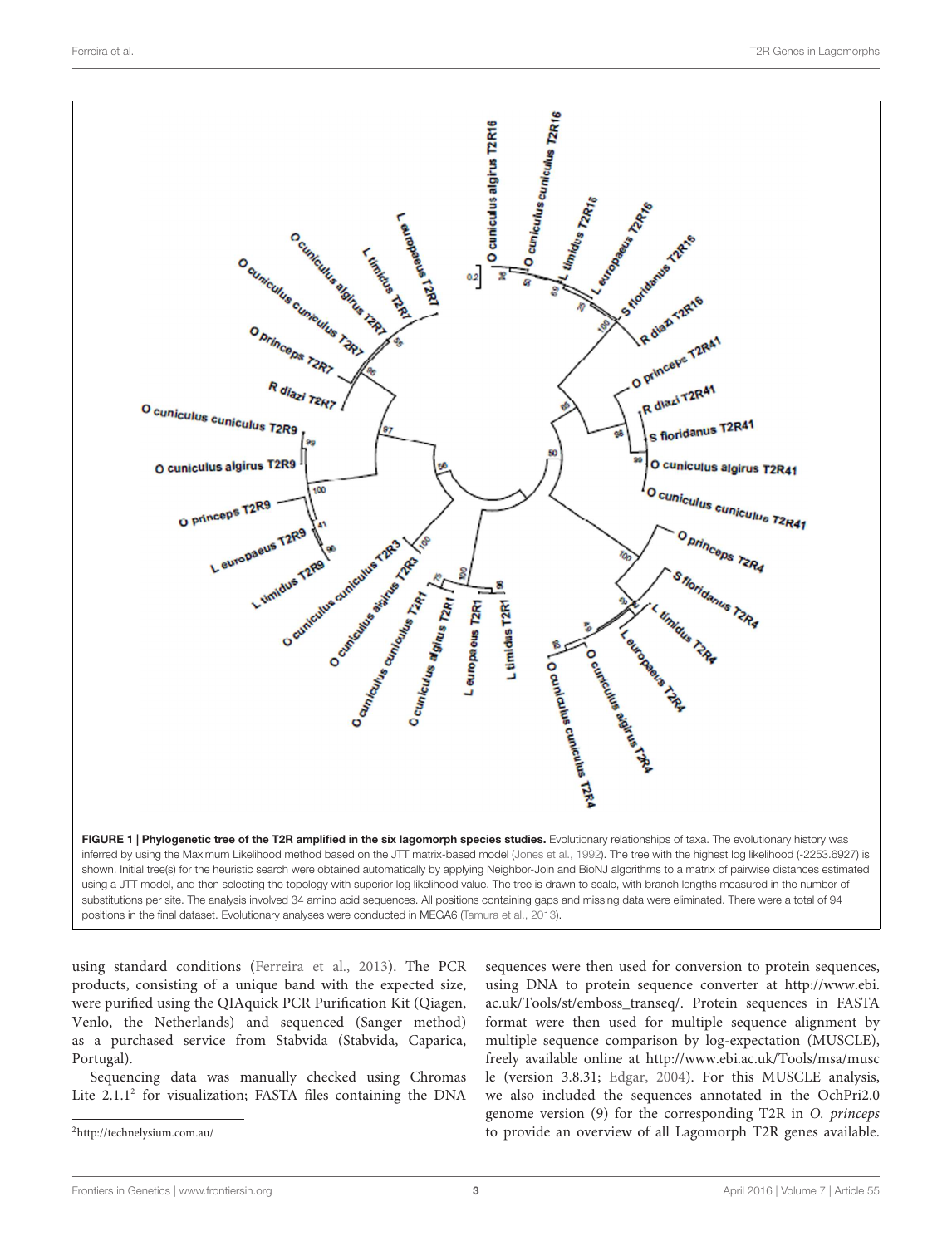**FIGURE 1 | Phylogenetic tree of the T2R amplified in the six lagomorph species studies.** Evolutionary relationships of taxa. The evolutionary history was inferred by using the Maximum Likelihood method based on the JTT matrix-based model (Jones et al., 1992). The tree with the highest log likelihood (-2253.6927) is shown. Initial tree(s) for the heuristic search were obtained automatically by applying Neighbor-Join and BioNJ algorithms to a matrix of pairwise distances estimated using a JTT model, and then selecting the topology with superior log likelihood value. The tree is drawn to scale, with branch lengths measured in the number of substitutions per site. The analysis involved 34 amino acid sequences. All positions containing gaps and missing data were eliminated. There were a total of 94 positions in the final dataset. Evolutionary analyses were conducted in MEGA6 (Tamura et al., 2013).

using standard conditions (Ferreira et al., 2013). The PCR products, consisting of a unique band with the expected size, were purified using the QIAquick PCR Purification Kit (Qiagen, Venlo, the Netherlands) and sequenced (Sanger method) as a purchased service from Stabvida (Stabvida, Caparica, Portugal).

Sequencing data was manually checked using Chromas Lite 2.1.1[2] for visualization; FASTA files containing the DNA sequences were then used for conversion to protein sequences, using DNA to protein sequence converter at http://www.ebi.ac.uk/Tools/st/emboss_transeq/. Protein sequences in FASTA format were then used for multiple sequence alignment by multiple sequence comparison by log-expectation (MUSCLE), freely available online at http://www.ebi.ac.uk/Tools/msa/muscle (version 3.8.31; Edgar, 2004). For this MUSCLE analysis, we also included the sequences annotated in the OchPri2.0 genome version (9) for the corresponding T2R in *O. princeps* to provide an overview of all Lagomorph T2R genes available.

[2] http://technelysium.com.au/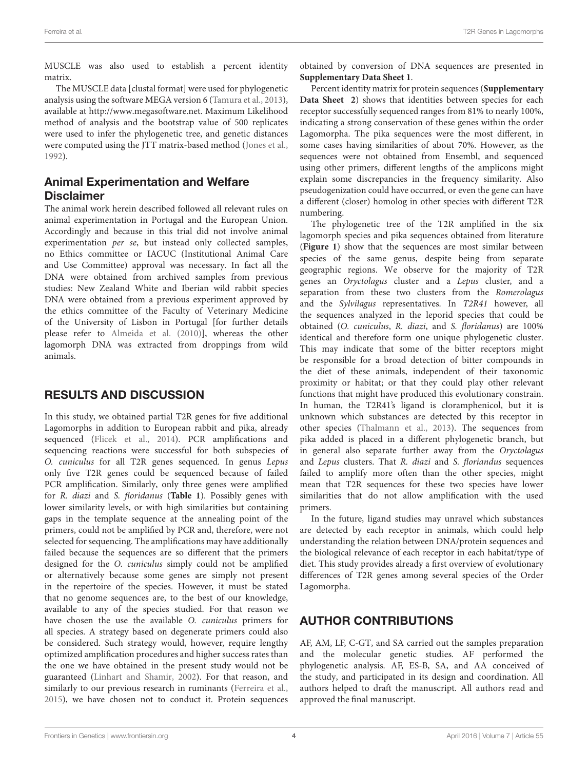MUSCLE was also used to establish a percent identity matrix.

The MUSCLE data [clustal format] were used for phylogenetic analysis using the software MEGA version 6 (Tamura et al., 2013), available at http://www.megasoftware.net. Maximum Likelihood method of analysis and the bootstrap value of 500 replicates were used to infer the phylogenetic tree, and genetic distances were computed using the JTT matrix-based method (Jones et al., 1992).

## Animal Experimentation and Welfare Disclaimer

The animal work herein described followed all relevant rules on animal experimentation in Portugal and the European Union. Accordingly and because in this trial did not involve animal experimentation *per se*, but instead only collected samples, no Ethics committee or IACUC (Institutional Animal Care and Use Committee) approval was necessary. In fact all the DNA were obtained from archived samples from previous studies: New Zealand White and Iberian wild rabbit species DNA were obtained from a previous experiment approved by the ethics committee of the Faculty of Veterinary Medicine of the University of Lisbon in Portugal [for further details please refer to Almeida et al. (2010)], whereas the other lagomorph DNA was extracted from droppings from wild animals.

# RESULTS AND DISCUSSION

In this study, we obtained partial T2R genes for five additional Lagomorphs in addition to European rabbit and pika, already sequenced (Flicek et al., 2014). PCR amplifications and sequencing reactions were successful for both subspecies of *O. cuniculus* for all T2R genes sequenced. In genus *Lepus* only five T2R genes could be sequenced because of failed PCR amplification. Similarly, only three genes were amplified for *R. diazi* and *S. floridanus* (**Table 1**). Possibly genes with lower similarity levels, or with high similarities but containing gaps in the template sequence at the annealing point of the primers, could not be amplified by PCR and, therefore, were not selected for sequencing. The amplifications may have additionally failed because the sequences are so different that the primers designed for the *O. cuniculus* simply could not be amplified or alternatively because some genes are simply not present in the repertoire of the species. However, it must be stated that no genome sequences are, to the best of our knowledge, available to any of the species studied. For that reason we have chosen the use the available *O. cuniculus* primers for all species. A strategy based on degenerate primers could also be considered. Such strategy would, however, require lengthy optimized amplification procedures and higher success rates than the one we have obtained in the present study would not be guaranteed (Linhart and Shamir, 2002). For that reason, and similarly to our previous research in ruminants (Ferreira et al., 2015), we have chosen not to conduct it. Protein sequences obtained by conversion of DNA sequences are presented in **Supplementary Data Sheet 1**.

Percent identity matrix for protein sequences (**Supplementary Data Sheet 2**) shows that identities between species for each receptor successfully sequenced ranges from 81% to nearly 100%, indicating a strong conservation of these genes within the order Lagomorpha. The pika sequences were the most different, in some cases having similarities of about 70%. However, as the sequences were not obtained from Ensembl, and sequenced using other primers, different lengths of the amplicons might explain some discrepancies in the frequency similarity. Also pseudogenization could have occurred, or even the gene can have a different (closer) homolog in other species with different T2R numbering.

The phylogenetic tree of the T2R amplified in the six lagomorph species and pika sequences obtained from literature (**Figure 1**) show that the sequences are most similar between species of the same genus, despite being from separate geographic regions. We observe for the majority of T2R genes an *Oryctolagus* cluster and a *Lepus* cluster, and a separation from these two clusters from the *Romerolagus* and the *Sylvilagus* representatives. In *T2R41* however, all the sequences analyzed in the leporid species that could be obtained (*O. cuniculus*, *R. diazi*, and *S. floridanus*) are 100% identical and therefore form one unique phylogenetic cluster. This may indicate that some of the bitter receptors might be responsible for a broad detection of bitter compounds in the diet of these animals, independent of their taxonomic proximity or habitat; or that they could play other relevant functions that might have produced this evolutionary constrain. In human, the T2R41's ligand is cloramphenicol, but it is unknown which substances are detected by this receptor in other species (Thalmann et al., 2013). The sequences from pika added is placed in a different phylogenetic branch, but in general also separate further away from the *Oryctolagus* and *Lepus* clusters. That *R. diazi* and *S. floriandus* sequences failed to amplify more often than the other species, might mean that T2R sequences for these two species have lower similarities that do not allow amplification with the used primers.

In the future, ligand studies may unravel which substances are detected by each receptor in animals, which could help understanding the relation between DNA/protein sequences and the biological relevance of each receptor in each habitat/type of diet. This study provides already a first overview of evolutionary differences of T2R genes among several species of the Order Lagomorpha.

# AUTHOR CONTRIBUTIONS

AF, AM, LF, C-GT, and SA carried out the samples preparation and the molecular genetic studies. AF performed the phylogenetic analysis. AF, ES-B, SA, and AA conceived of the study, and participated in its design and coordination. All authors helped to draft the manuscript. All authors read and approved the final manuscript.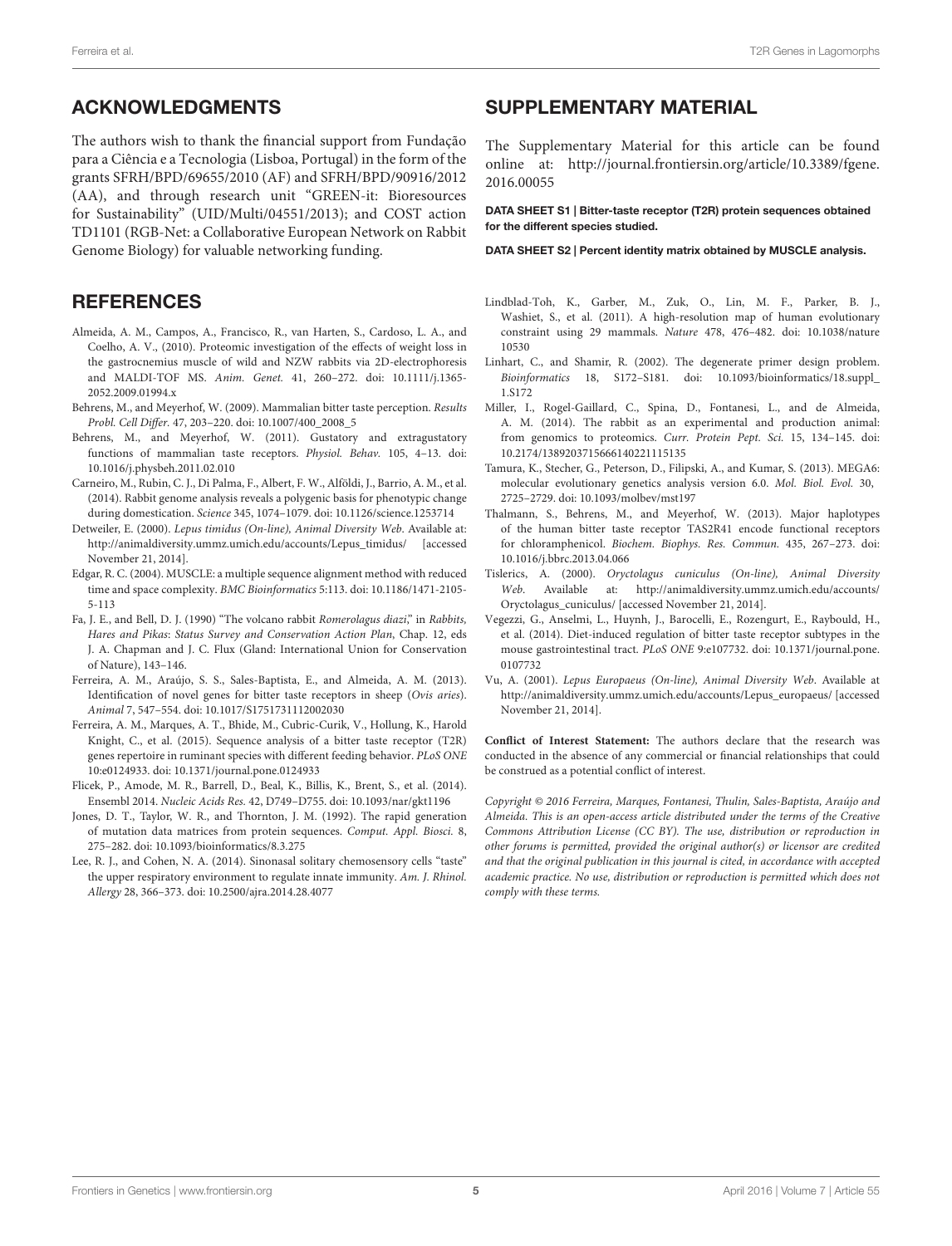## ACKNOWLEDGMENTS

The authors wish to thank the financial support from Fundação para a Ciência e a Tecnologia (Lisboa, Portugal) in the form of the grants SFRH/BPD/69655/2010 (AF) and SFRH/BPD/90916/2012 (AA), and through research unit "GREEN-it: Bioresources for Sustainability" (UID/Multi/04551/2013); and COST action TD1101 (RGB-Net: a Collaborative European Network on Rabbit Genome Biology) for valuable networking funding.

## SUPPLEMENTARY MATERIAL

The Supplementary Material for this article can be found online at: http://journal.frontiersin.org/article/10.3389/fgene.2016.00055

**DATA SHEET S1 | Bitter-taste receptor (T2R) protein sequences obtained for the different species studied.**

**DATA SHEET S2 | Percent identity matrix obtained by MUSCLE analysis.**

## REFERENCES

Almeida, A. M., Campos, A., Francisco, R., van Harten, S., Cardoso, L. A., and Coelho, A. V., (2010). Proteomic investigation of the effects of weight loss in the gastrocnemius muscle of wild and NZW rabbits via 2D-electrophoresis and MALDI-TOF MS. *Anim. Genet.* 41, 260–272. doi: 10.1111/j.1365-2052.2009.01994.x

Behrens, M., and Meyerhof, W. (2009). Mammalian bitter taste perception. *Results Probl. Cell Differ.* 47, 203–220. doi: 10.1007/400_2008_5

Behrens, M., and Meyerhof, W. (2011). Gustatory and extragustatory functions of mammalian taste receptors. *Physiol. Behav.* 105, 4–13. doi: 10.1016/j.physbeh.2011.02.010

Carneiro, M., Rubin, C. J., Di Palma, F., Albert, F. W., Alföldi, J., Barrio, A. M., et al. (2014). Rabbit genome analysis reveals a polygenic basis for phenotypic change during domestication. *Science* 345, 1074–1079. doi: 10.1126/science.1253714

Detweiler, E. (2000). *Lepus timidus (On-line), Animal Diversity Web*. Available at: http://animaldiversity.ummz.umich.edu/accounts/Lepus_timidus/ [accessed November 21, 2014].

Edgar, R. C. (2004). MUSCLE: a multiple sequence alignment method with reduced time and space complexity. *BMC Bioinformatics* 5:113. doi: 10.1186/1471-2105-5-113

Fa, J. E., and Bell, D. J. (1990) "The volcano rabbit *Romerolagus diazi*," in *Rabbits, Hares and Pikas*: *Status Survey and Conservation Action Plan*, Chap. 12, eds J. A. Chapman and J. C. Flux (Gland: International Union for Conservation of Nature), 143–146.

Ferreira, A. M., Araújo, S. S., Sales-Baptista, E., and Almeida, A. M. (2013). Identification of novel genes for bitter taste receptors in sheep (*Ovis aries*). *Animal* 7, 547–554. doi: 10.1017/S1751731112002030

Ferreira, A. M., Marques, A. T., Bhide, M., Cubric-Curik, V., Hollung, K., Harold Knight, C., et al. (2015). Sequence analysis of a bitter taste receptor (T2R) genes repertoire in ruminant species with different feeding behavior. *PLoS ONE* 10:e0124933. doi: 10.1371/journal.pone.0124933

Flicek, P., Amode, M. R., Barrell, D., Beal, K., Billis, K., Brent, S., et al. (2014). Ensembl 2014. *Nucleic Acids Res.* 42, D749–D755. doi: 10.1093/nar/gkt1196

Jones, D. T., Taylor, W. R., and Thornton, J. M. (1992). The rapid generation of mutation data matrices from protein sequences. *Comput. Appl. Biosci.* 8, 275–282. doi: 10.1093/bioinformatics/8.3.275

Lee, R. J., and Cohen, N. A. (2014). Sinonasal solitary chemosensory cells "taste" the upper respiratory environment to regulate innate immunity. *Am. J. Rhinol. Allergy* 28, 366–373. doi: 10.2500/ajra.2014.28.4077

Lindblad-Toh, K., Garber, M., Zuk, O., Lin, M. F., Parker, B. J., Washiet, S., et al. (2011). A high-resolution map of human evolutionary constraint using 29 mammals. *Nature* 478, 476–482. doi: 10.1038/nature10530

Linhart, C., and Shamir, R. (2002). The degenerate primer design problem. *Bioinformatics* 18, S172–S181. doi: 10.1093/bioinformatics/18.suppl_1.S172

Miller, I., Rogel-Gaillard, C., Spina, D., Fontanesi, L., and de Almeida, A. M. (2014). The rabbit as an experimental and production animal: from genomics to proteomics. *Curr. Protein Pept. Sci.* 15, 134–145. doi: 10.2174/1389203715666140221115135

Tamura, K., Stecher, G., Peterson, D., Filipski, A., and Kumar, S. (2013). MEGA6: molecular evolutionary genetics analysis version 6.0. *Mol. Biol. Evol.* 30, 2725–2729. doi: 10.1093/molbev/mst197

Thalmann, S., Behrens, M., and Meyerhof, W. (2013). Major haplotypes of the human bitter taste receptor TAS2R41 encode functional receptors for chloramphenicol. *Biochem. Biophys. Res. Commun.* 435, 267–273. doi: 10.1016/j.bbrc.2013.04.066

Tislerics, A. (2000). *Oryctolagus cuniculus (On-line), Animal Diversity Web*. Available at: http://animaldiversity.ummz.umich.edu/accounts/Oryctolagus_cuniculus/ [accessed November 21, 2014].

Vegezzi, G., Anselmi, L., Huynh, J., Barocelli, E., Rozengurt, E., Raybould, H., et al. (2014). Diet-induced regulation of bitter taste receptor subtypes in the mouse gastrointestinal tract. *PLoS ONE* 9:e107732. doi: 10.1371/journal.pone.0107732

Vu, A. (2001). *Lepus Europaeus (On-line), Animal Diversity Web*. Available at http://animaldiversity.ummz.umich.edu/accounts/Lepus_europaeus/ [accessed November 21, 2014].

**Conflict of Interest Statement:** The authors declare that the research was conducted in the absence of any commercial or financial relationships that could be construed as a potential conflict of interest.

*Copyright © 2016 Ferreira, Marques, Fontanesi, Thulin, Sales-Baptista, Araújo and Almeida. This is an open-access article distributed under the terms of the Creative Commons Attribution License (CC BY). The use, distribution or reproduction in other forums is permitted, provided the original author(s) or licensor are credited and that the original publication in this journal is cited, in accordance with accepted academic practice. No use, distribution or reproduction is permitted which does not comply with these terms.*